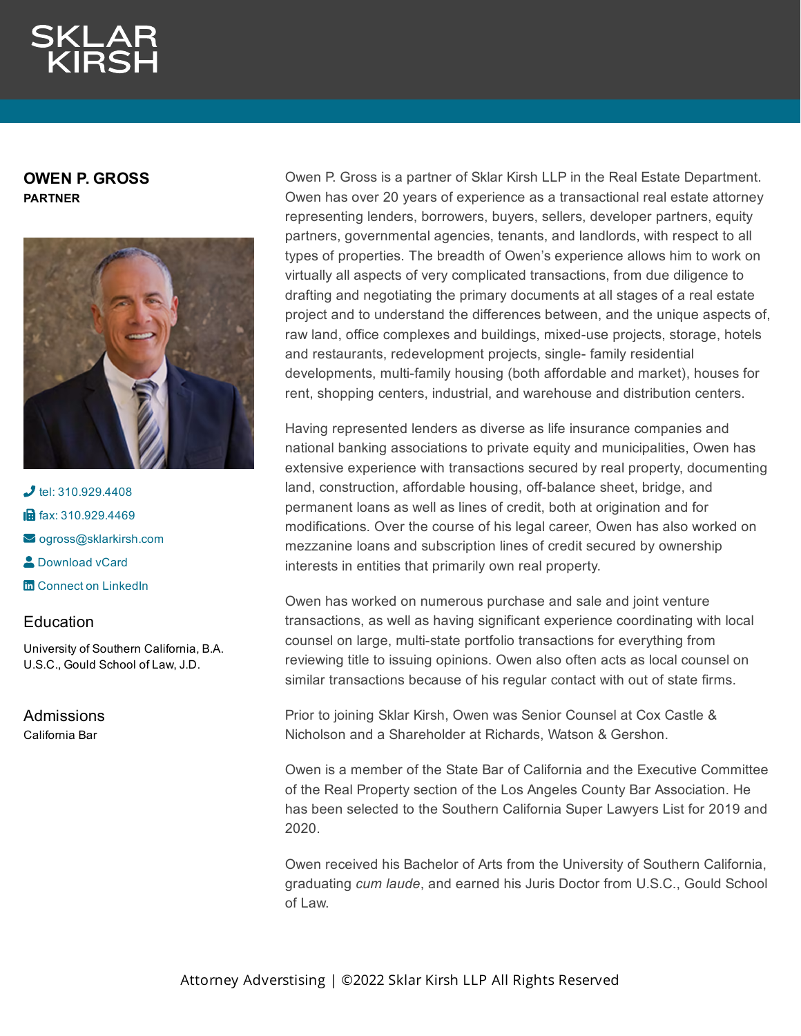SKLAR KIRSH

# OWEN P. GROSS

**PARTNER**

tel: 310.929.4408

fax: 310.929.4469

ogross@sklarkirsh.com

Download vCard

Connect on LinkedIn

## Education

University of Southern California, B.A.
U.S.C., Gould School of Law, J.D.

## Admissions

California Bar

Owen P. Gross is a partner of Sklar Kirsh LLP in the Real Estate Department. Owen has over 20 years of experience as a transactional real estate attorney representing lenders, borrowers, buyers, sellers, developer partners, equity partners, governmental agencies, tenants, and landlords, with respect to all types of properties. The breadth of Owen's experience allows him to work on virtually all aspects of very complicated transactions, from due diligence to drafting and negotiating the primary documents at all stages of a real estate project and to understand the differences between, and the unique aspects of, raw land, office complexes and buildings, mixed-use projects, storage, hotels and restaurants, redevelopment projects, single- family residential developments, multi-family housing (both affordable and market), houses for rent, shopping centers, industrial, and warehouse and distribution centers.

Having represented lenders as diverse as life insurance companies and national banking associations to private equity and municipalities, Owen has extensive experience with transactions secured by real property, documenting land, construction, affordable housing, off-balance sheet, bridge, and permanent loans as well as lines of credit, both at origination and for modifications. Over the course of his legal career, Owen has also worked on mezzanine loans and subscription lines of credit secured by ownership interests in entities that primarily own real property.

Owen has worked on numerous purchase and sale and joint venture transactions, as well as having significant experience coordinating with local counsel on large, multi-state portfolio transactions for everything from reviewing title to issuing opinions. Owen also often acts as local counsel on similar transactions because of his regular contact with out of state firms.

Prior to joining Sklar Kirsh, Owen was Senior Counsel at Cox Castle & Nicholson and a Shareholder at Richards, Watson & Gershon.

Owen is a member of the State Bar of California and the Executive Committee of the Real Property section of the Los Angeles County Bar Association. He has been selected to the Southern California Super Lawyers List for 2019 and 2020.

Owen received his Bachelor of Arts from the University of Southern California, graduating *cum laude*, and earned his Juris Doctor from U.S.C., Gould School of Law.

Attorney Adverstising | ©2022 Sklar Kirsh LLP All Rights Reserved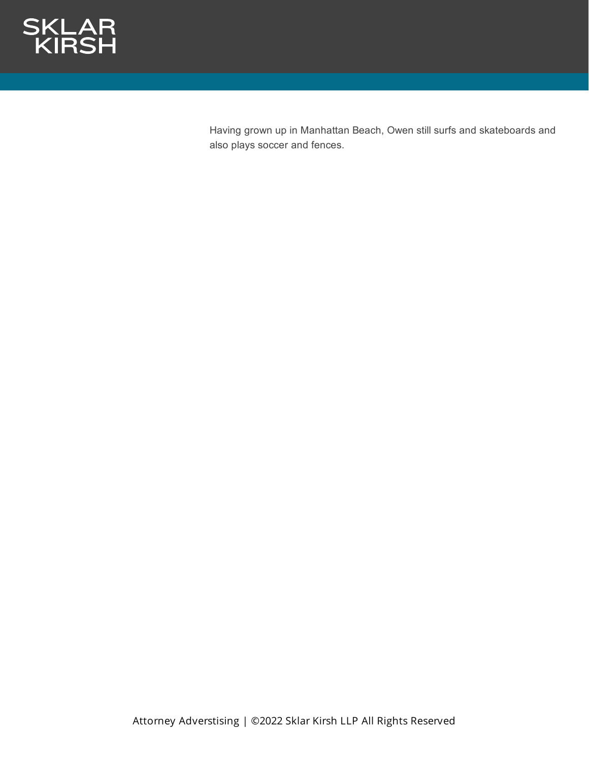Having grown up in Manhattan Beach, Owen still surfs and skateboards and also plays soccer and fences.